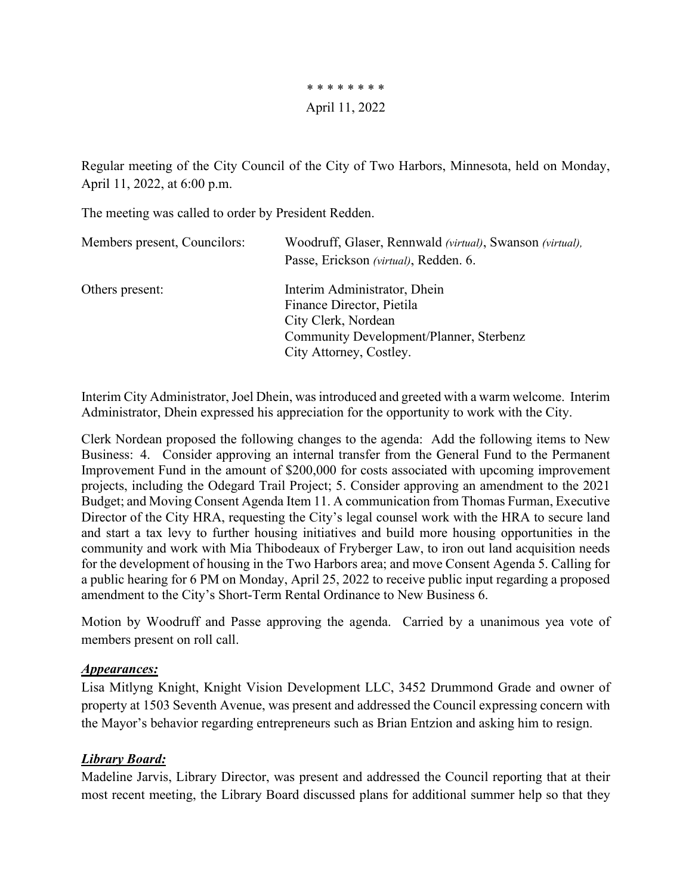\* \* \* \* \* \* \* \*

April 11, 2022

Regular meeting of the City Council of the City of Two Harbors, Minnesota, held on Monday, April 11, 2022, at 6:00 p.m.

The meeting was called to order by President Redden.

| | |
|---|---|
| Members present, Councilors: | Woodruff, Glaser, Rennwald *(virtual)*, Swanson *(virtual)*, Passe, Erickson *(virtual)*, Redden. 6. |
| Others present: | Interim Administrator, Dhein<br>Finance Director, Pietila<br>City Clerk, Nordean<br>Community Development/Planner, Sterbenz<br>City Attorney, Costley. |

Interim City Administrator, Joel Dhein, was introduced and greeted with a warm welcome. Interim Administrator, Dhein expressed his appreciation for the opportunity to work with the City.

Clerk Nordean proposed the following changes to the agenda: Add the following items to New Business: 4. Consider approving an internal transfer from the General Fund to the Permanent Improvement Fund in the amount of $200,000 for costs associated with upcoming improvement projects, including the Odegard Trail Project; 5. Consider approving an amendment to the 2021 Budget; and Moving Consent Agenda Item 11. A communication from Thomas Furman, Executive Director of the City HRA, requesting the City's legal counsel work with the HRA to secure land and start a tax levy to further housing initiatives and build more housing opportunities in the community and work with Mia Thibodeaux of Fryberger Law, to iron out land acquisition needs for the development of housing in the Two Harbors area; and move Consent Agenda 5. Calling for a public hearing for 6 PM on Monday, April 25, 2022 to receive public input regarding a proposed amendment to the City's Short-Term Rental Ordinance to New Business 6.

Motion by Woodruff and Passe approving the agenda. Carried by a unanimous yea vote of members present on roll call.

***Appearances:***

Lisa Mitlyng Knight, Knight Vision Development LLC, 3452 Drummond Grade and owner of property at 1503 Seventh Avenue, was present and addressed the Council expressing concern with the Mayor's behavior regarding entrepreneurs such as Brian Entzion and asking him to resign.

***Library Board:***

Madeline Jarvis, Library Director, was present and addressed the Council reporting that at their most recent meeting, the Library Board discussed plans for additional summer help so that they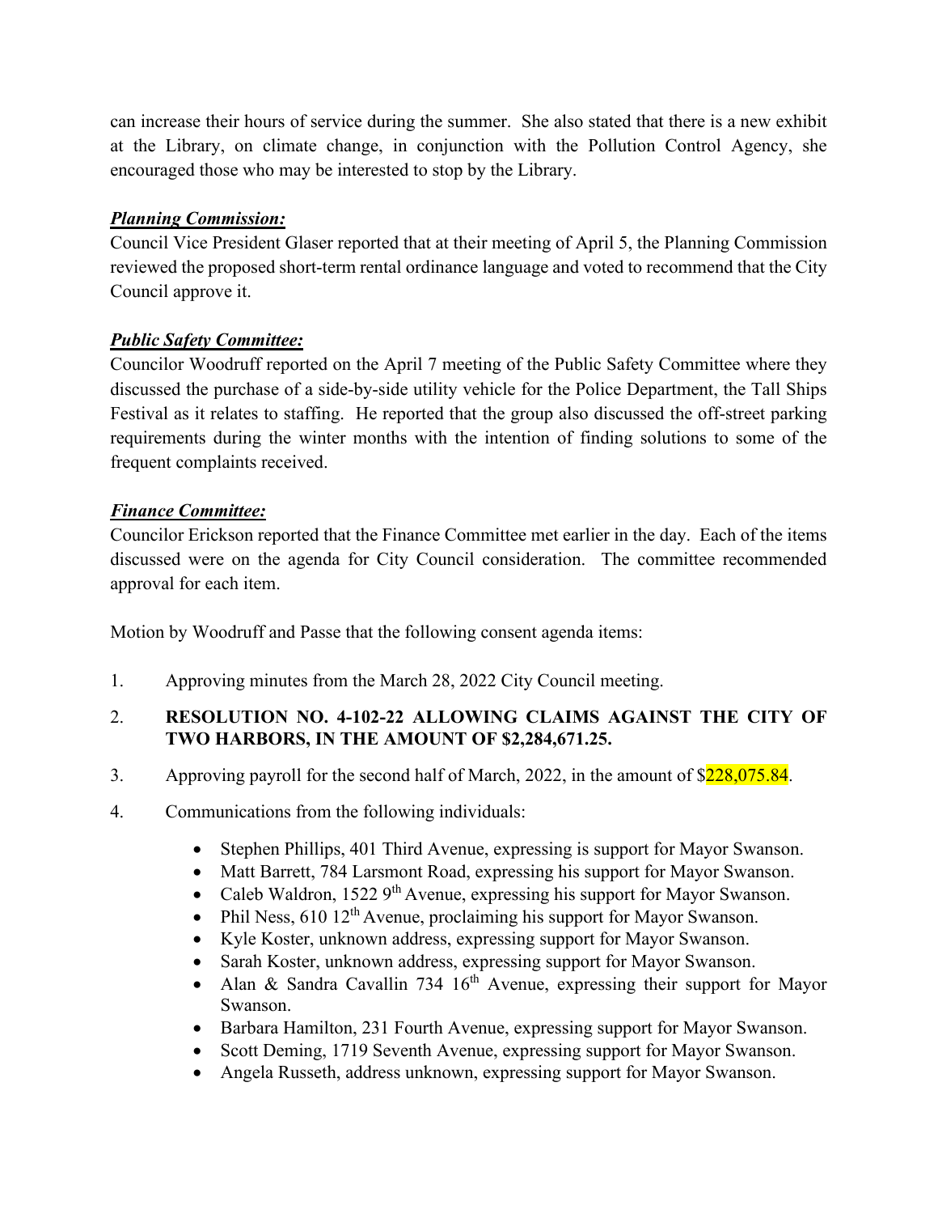can increase their hours of service during the summer. She also stated that there is a new exhibit at the Library, on climate change, in conjunction with the Pollution Control Agency, she encouraged those who may be interested to stop by the Library.

***Planning Commission:***

Council Vice President Glaser reported that at their meeting of April 5, the Planning Commission reviewed the proposed short-term rental ordinance language and voted to recommend that the City Council approve it.

***Public Safety Committee:***

Councilor Woodruff reported on the April 7 meeting of the Public Safety Committee where they discussed the purchase of a side-by-side utility vehicle for the Police Department, the Tall Ships Festival as it relates to staffing. He reported that the group also discussed the off-street parking requirements during the winter months with the intention of finding solutions to some of the frequent complaints received.

***Finance Committee:***

Councilor Erickson reported that the Finance Committee met earlier in the day. Each of the items discussed were on the agenda for City Council consideration. The committee recommended approval for each item.

Motion by Woodruff and Passe that the following consent agenda items:

1. Approving minutes from the March 28, 2022 City Council meeting.
2. **RESOLUTION NO. 4-102-22 ALLOWING CLAIMS AGAINST THE CITY OF TWO HARBORS, IN THE AMOUNT OF $2,284,671.25.**
3. Approving payroll for the second half of March, 2022, in the amount of $228,075.84.
4. Communications from the following individuals:
   - Stephen Phillips, 401 Third Avenue, expressing is support for Mayor Swanson.
   - Matt Barrett, 784 Larsmont Road, expressing his support for Mayor Swanson.
   - Caleb Waldron, 1522 9th Avenue, expressing his support for Mayor Swanson.
   - Phil Ness, 610 12th Avenue, proclaiming his support for Mayor Swanson.
   - Kyle Koster, unknown address, expressing support for Mayor Swanson.
   - Sarah Koster, unknown address, expressing support for Mayor Swanson.
   - Alan & Sandra Cavallin 734 16th Avenue, expressing their support for Mayor Swanson.
   - Barbara Hamilton, 231 Fourth Avenue, expressing support for Mayor Swanson.
   - Scott Deming, 1719 Seventh Avenue, expressing support for Mayor Swanson.
   - Angela Russeth, address unknown, expressing support for Mayor Swanson.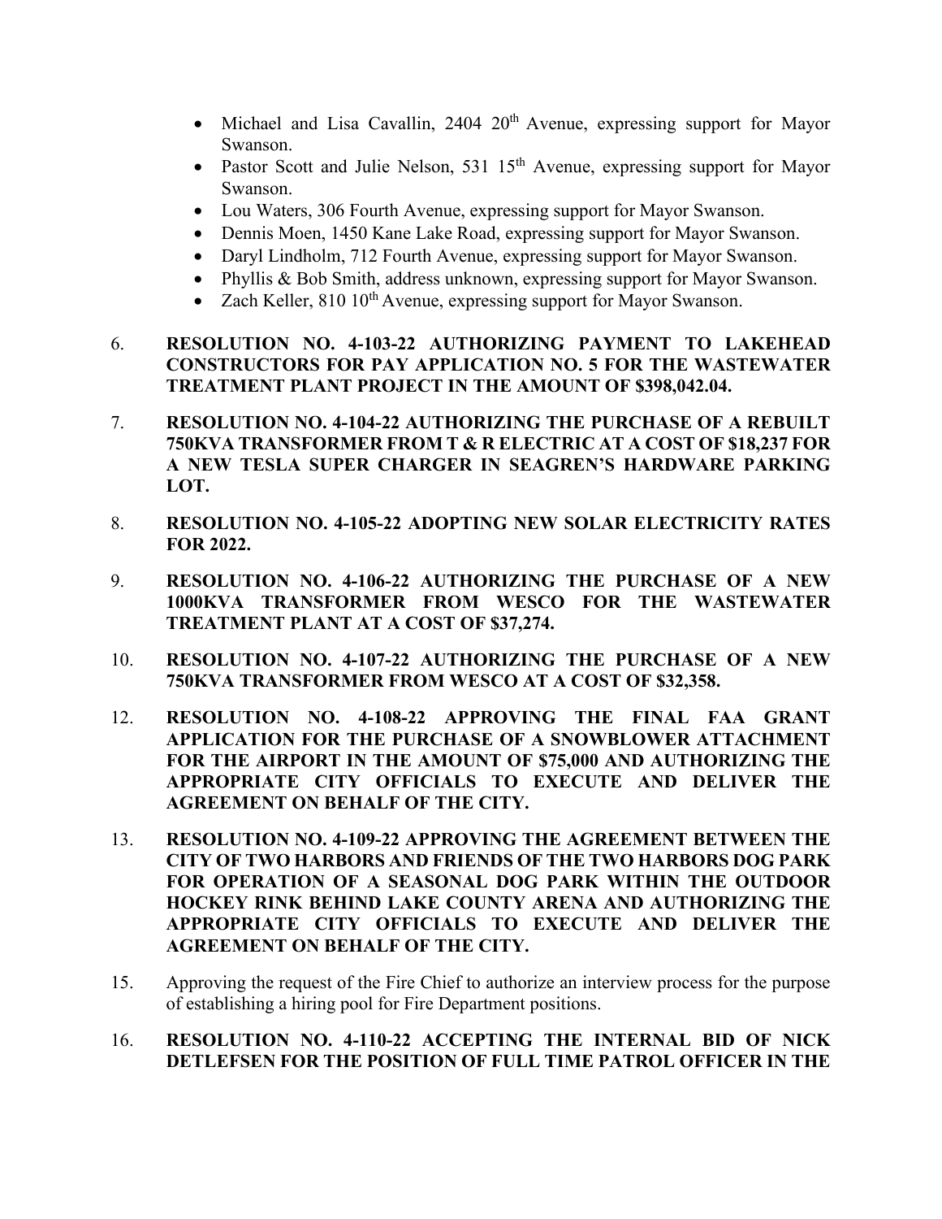- Michael and Lisa Cavallin, 2404 20th Avenue, expressing support for Mayor Swanson.
- Pastor Scott and Julie Nelson, 531 15th Avenue, expressing support for Mayor Swanson.
- Lou Waters, 306 Fourth Avenue, expressing support for Mayor Swanson.
- Dennis Moen, 1450 Kane Lake Road, expressing support for Mayor Swanson.
- Daryl Lindholm, 712 Fourth Avenue, expressing support for Mayor Swanson.
- Phyllis & Bob Smith, address unknown, expressing support for Mayor Swanson.
- Zach Keller, 810 10th Avenue, expressing support for Mayor Swanson.

6. **RESOLUTION NO. 4-103-22 AUTHORIZING PAYMENT TO LAKEHEAD CONSTRUCTORS FOR PAY APPLICATION NO. 5 FOR THE WASTEWATER TREATMENT PLANT PROJECT IN THE AMOUNT OF $398,042.04.**

7. **RESOLUTION NO. 4-104-22 AUTHORIZING THE PURCHASE OF A REBUILT 750KVA TRANSFORMER FROM T & R ELECTRIC AT A COST OF $18,237 FOR A NEW TESLA SUPER CHARGER IN SEAGREN'S HARDWARE PARKING LOT.**

8. **RESOLUTION NO. 4-105-22 ADOPTING NEW SOLAR ELECTRICITY RATES FOR 2022.**

9. **RESOLUTION NO. 4-106-22 AUTHORIZING THE PURCHASE OF A NEW 1000KVA TRANSFORMER FROM WESCO FOR THE WASTEWATER TREATMENT PLANT AT A COST OF $37,274.**

10. **RESOLUTION NO. 4-107-22 AUTHORIZING THE PURCHASE OF A NEW 750KVA TRANSFORMER FROM WESCO AT A COST OF $32,358.**

12. **RESOLUTION NO. 4-108-22 APPROVING THE FINAL FAA GRANT APPLICATION FOR THE PURCHASE OF A SNOWBLOWER ATTACHMENT FOR THE AIRPORT IN THE AMOUNT OF $75,000 AND AUTHORIZING THE APPROPRIATE CITY OFFICIALS TO EXECUTE AND DELIVER THE AGREEMENT ON BEHALF OF THE CITY.**

13. **RESOLUTION NO. 4-109-22 APPROVING THE AGREEMENT BETWEEN THE CITY OF TWO HARBORS AND FRIENDS OF THE TWO HARBORS DOG PARK FOR OPERATION OF A SEASONAL DOG PARK WITHIN THE OUTDOOR HOCKEY RINK BEHIND LAKE COUNTY ARENA AND AUTHORIZING THE APPROPRIATE CITY OFFICIALS TO EXECUTE AND DELIVER THE AGREEMENT ON BEHALF OF THE CITY.**

15. Approving the request of the Fire Chief to authorize an interview process for the purpose of establishing a hiring pool for Fire Department positions.

16. **RESOLUTION NO. 4-110-22 ACCEPTING THE INTERNAL BID OF NICK DETLEFSEN FOR THE POSITION OF FULL TIME PATROL OFFICER IN THE**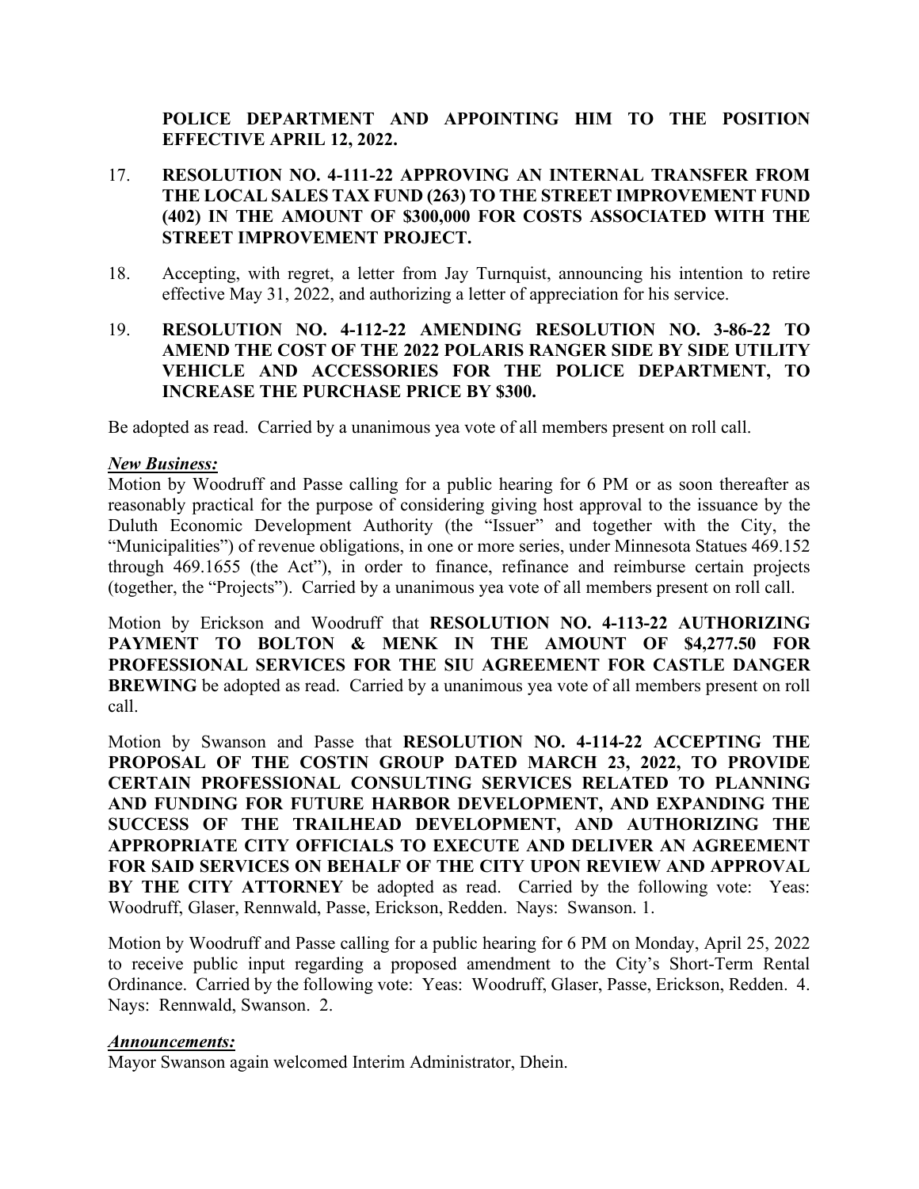**POLICE DEPARTMENT AND APPOINTING HIM TO THE POSITION EFFECTIVE APRIL 12, 2022.**

17. **RESOLUTION NO. 4-111-22 APPROVING AN INTERNAL TRANSFER FROM THE LOCAL SALES TAX FUND (263) TO THE STREET IMPROVEMENT FUND (402) IN THE AMOUNT OF $300,000 FOR COSTS ASSOCIATED WITH THE STREET IMPROVEMENT PROJECT.**

18. Accepting, with regret, a letter from Jay Turnquist, announcing his intention to retire effective May 31, 2022, and authorizing a letter of appreciation for his service.

19. **RESOLUTION NO. 4-112-22 AMENDING RESOLUTION NO. 3-86-22 TO AMEND THE COST OF THE 2022 POLARIS RANGER SIDE BY SIDE UTILITY VEHICLE AND ACCESSORIES FOR THE POLICE DEPARTMENT, TO INCREASE THE PURCHASE PRICE BY $300.**

Be adopted as read. Carried by a unanimous yea vote of all members present on roll call.

***New Business:***

Motion by Woodruff and Passe calling for a public hearing for 6 PM or as soon thereafter as reasonably practical for the purpose of considering giving host approval to the issuance by the Duluth Economic Development Authority (the "Issuer" and together with the City, the "Municipalities") of revenue obligations, in one or more series, under Minnesota Statues 469.152 through 469.1655 (the Act"), in order to finance, refinance and reimburse certain projects (together, the "Projects"). Carried by a unanimous yea vote of all members present on roll call.

Motion by Erickson and Woodruff that **RESOLUTION NO. 4-113-22 AUTHORIZING PAYMENT TO BOLTON & MENK IN THE AMOUNT OF $4,277.50 FOR PROFESSIONAL SERVICES FOR THE SIU AGREEMENT FOR CASTLE DANGER BREWING** be adopted as read. Carried by a unanimous yea vote of all members present on roll call.

Motion by Swanson and Passe that **RESOLUTION NO. 4-114-22 ACCEPTING THE PROPOSAL OF THE COSTIN GROUP DATED MARCH 23, 2022, TO PROVIDE CERTAIN PROFESSIONAL CONSULTING SERVICES RELATED TO PLANNING AND FUNDING FOR FUTURE HARBOR DEVELOPMENT, AND EXPANDING THE SUCCESS OF THE TRAILHEAD DEVELOPMENT, AND AUTHORIZING THE APPROPRIATE CITY OFFICIALS TO EXECUTE AND DELIVER AN AGREEMENT FOR SAID SERVICES ON BEHALF OF THE CITY UPON REVIEW AND APPROVAL BY THE CITY ATTORNEY** be adopted as read. Carried by the following vote: Yeas: Woodruff, Glaser, Rennwald, Passe, Erickson, Redden. Nays: Swanson. 1.

Motion by Woodruff and Passe calling for a public hearing for 6 PM on Monday, April 25, 2022 to receive public input regarding a proposed amendment to the City's Short-Term Rental Ordinance. Carried by the following vote: Yeas: Woodruff, Glaser, Passe, Erickson, Redden. 4. Nays: Rennwald, Swanson. 2.

***Announcements:***

Mayor Swanson again welcomed Interim Administrator, Dhein.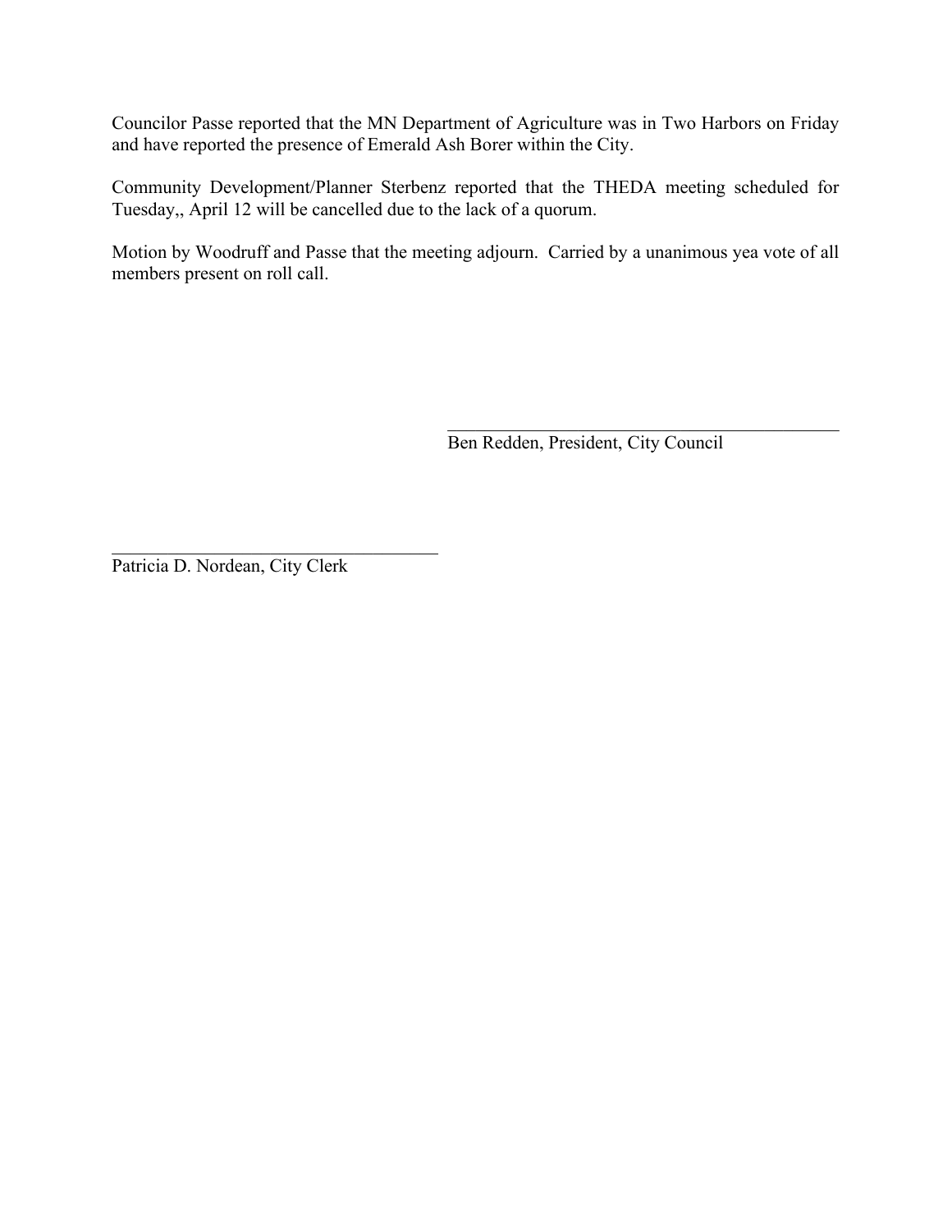Councilor Passe reported that the MN Department of Agriculture was in Two Harbors on Friday and have reported the presence of Emerald Ash Borer within the City.

Community Development/Planner Sterbenz reported that the THEDA meeting scheduled for Tuesday,, April 12 will be cancelled due to the lack of a quorum.

Motion by Woodruff and Passe that the meeting adjourn. Carried by a unanimous yea vote of all members present on roll call.

\_\_\_\_\_\_\_\_\_\_\_\_\_\_\_\_\_\_\_\_\_\_\_\_\_\_\_\_\_\_\_\_\_\_\_\_\_\_\_\_

Ben Redden, President, City Council

\_\_\_\_\_\_\_\_\_\_\_\_\_\_\_\_\_\_\_\_\_\_\_\_\_\_\_\_\_\_\_\_\_\_\_\_\_\_\_\_

Patricia D. Nordean, City Clerk